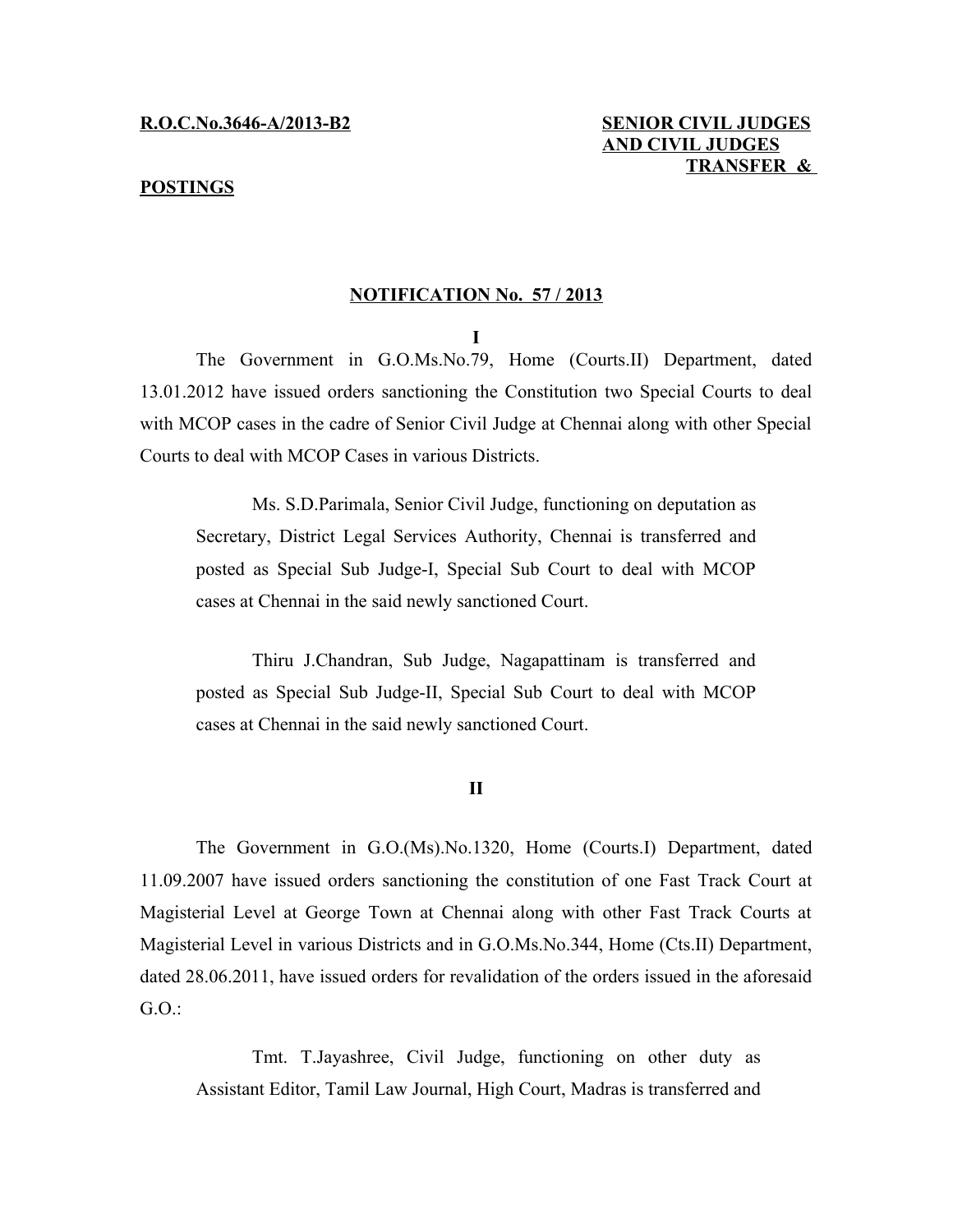**R.O.C.No.3646-A/2013-B2**

**SENIOR CIVIL JUDGES AND CIVIL JUDGES TRANSFER & POSTINGS**

**NOTIFICATION No. 57 / 2013**

**I**

The Government in G.O.Ms.No.79, Home (Courts.II) Department, dated 13.01.2012 have issued orders sanctioning the Constitution two Special Courts to deal with MCOP cases in the cadre of Senior Civil Judge at Chennai along with other Special Courts to deal with MCOP Cases in various Districts.

Ms. S.D.Parimala, Senior Civil Judge, functioning on deputation as Secretary, District Legal Services Authority, Chennai is transferred and posted as Special Sub Judge-I, Special Sub Court to deal with MCOP cases at Chennai in the said newly sanctioned Court.

Thiru J.Chandran, Sub Judge, Nagapattinam is transferred and posted as Special Sub Judge-II, Special Sub Court to deal with MCOP cases at Chennai in the said newly sanctioned Court.

**II**

The Government in G.O.(Ms).No.1320, Home (Courts.I) Department, dated 11.09.2007 have issued orders sanctioning the constitution of one Fast Track Court at Magisterial Level at George Town at Chennai along with other Fast Track Courts at Magisterial Level in various Districts and in G.O.Ms.No.344, Home (Cts.II) Department, dated 28.06.2011, have issued orders for revalidation of the orders issued in the aforesaid G.O.:

Tmt. T.Jayashree, Civil Judge, functioning on other duty as Assistant Editor, Tamil Law Journal, High Court, Madras is transferred and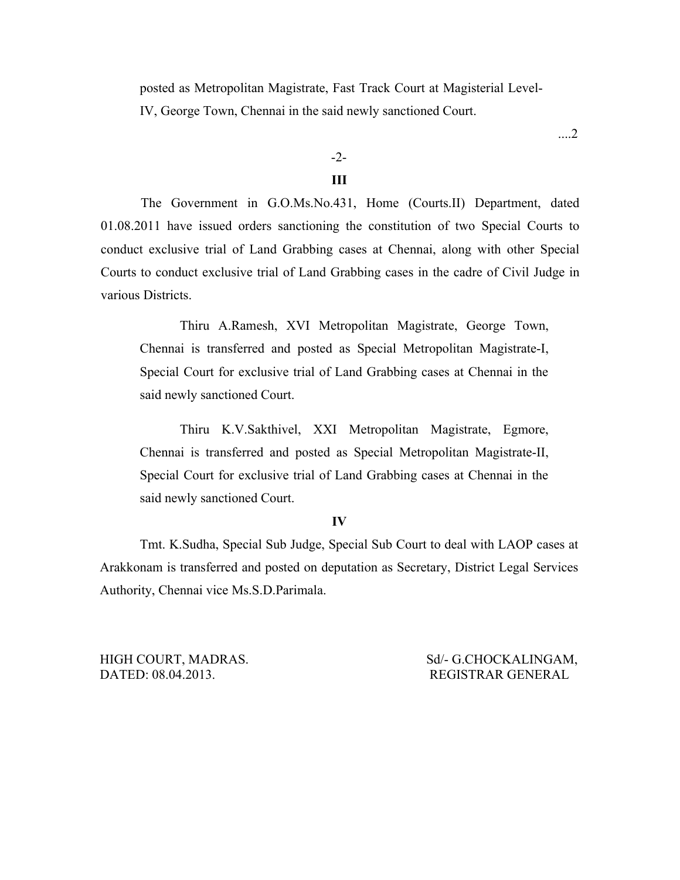posted as Metropolitan Magistrate, Fast Track Court at Magisterial Level-IV, George Town, Chennai in the said newly sanctioned Court.

## III

The Government in G.O.Ms.No.431, Home (Courts.II) Department, dated 01.08.2011 have issued orders sanctioning the constitution of two Special Courts to conduct exclusive trial of Land Grabbing cases at Chennai, along with other Special Courts to conduct exclusive trial of Land Grabbing cases in the cadre of Civil Judge in various Districts.

Thiru A.Ramesh, XVI Metropolitan Magistrate, George Town, Chennai is transferred and posted as Special Metropolitan Magistrate-I, Special Court for exclusive trial of Land Grabbing cases at Chennai in the said newly sanctioned Court.

Thiru K.V.Sakthivel, XXI Metropolitan Magistrate, Egmore, Chennai is transferred and posted as Special Metropolitan Magistrate-II, Special Court for exclusive trial of Land Grabbing cases at Chennai in the said newly sanctioned Court.

## IV

Tmt. K.Sudha, Special Sub Judge, Special Sub Court to deal with LAOP cases at Arakkonam is transferred and posted on deputation as Secretary, District Legal Services Authority, Chennai vice Ms.S.D.Parimala.

HIGH COURT, MADRAS.
DATED: 08.04.2013.

Sd/- G.CHOCKALINGAM,
REGISTRAR GENERAL